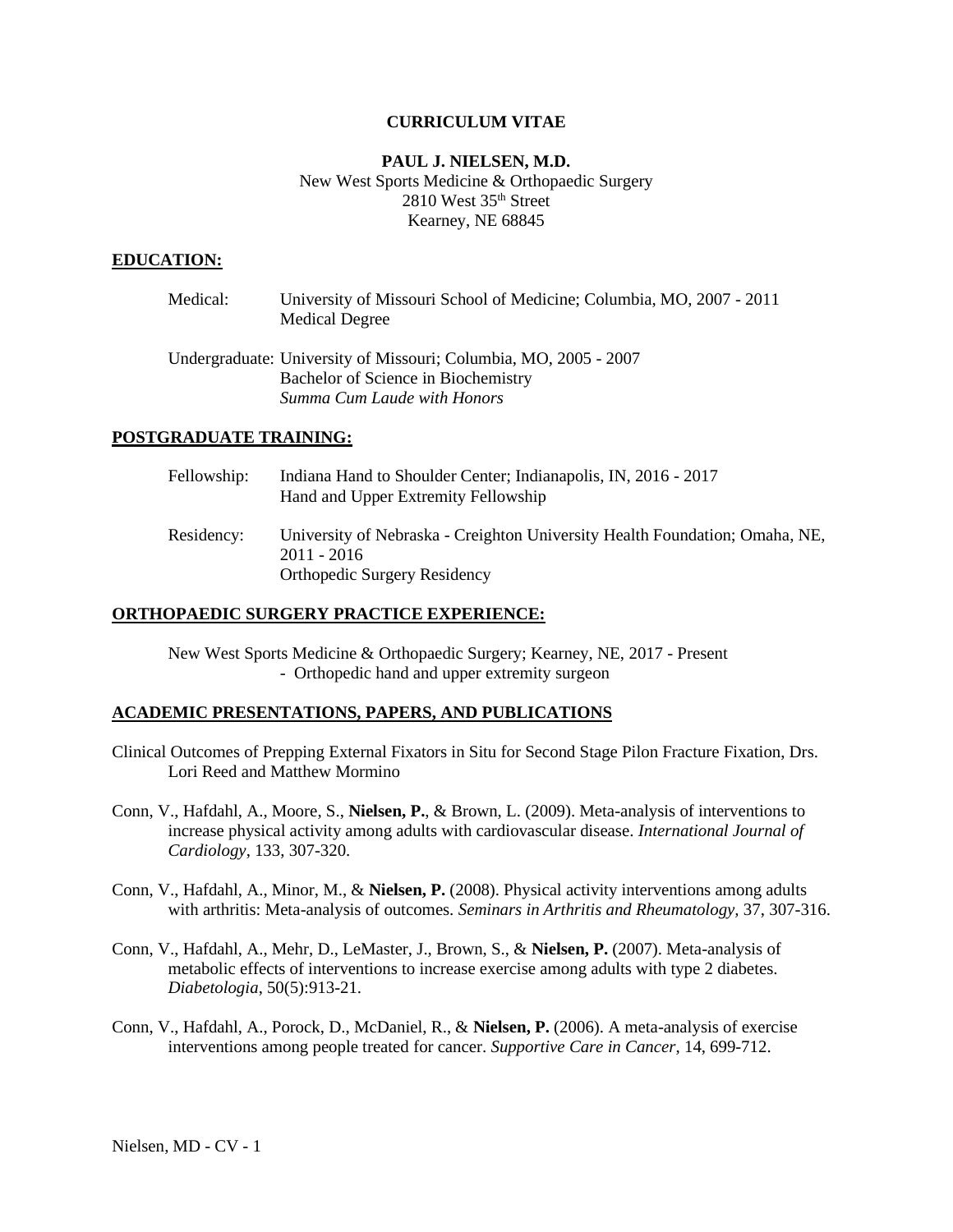# CURRICULUM VITAE

## PAUL J. NIELSEN, M.D.

New West Sports Medicine & Orthopaedic Surgery
2810 West 35th Street
Kearney, NE 68845

## EDUCATION:

Medical: University of Missouri School of Medicine; Columbia, MO, 2007 - 2011
Medical Degree

Undergraduate: University of Missouri; Columbia, MO, 2005 - 2007
Bachelor of Science in Biochemistry
*Summa Cum Laude with Honors*

## POSTGRADUATE TRAINING:

Fellowship: Indiana Hand to Shoulder Center; Indianapolis, IN, 2016 - 2017
Hand and Upper Extremity Fellowship

Residency: University of Nebraska - Creighton University Health Foundation; Omaha, NE, 2011 - 2016
Orthopedic Surgery Residency

## ORTHOPAEDIC SURGERY PRACTICE EXPERIENCE:

New West Sports Medicine & Orthopaedic Surgery; Kearney, NE, 2017 - Present
- Orthopedic hand and upper extremity surgeon

## ACADEMIC PRESENTATIONS, PAPERS, AND PUBLICATIONS

Clinical Outcomes of Prepping External Fixators in Situ for Second Stage Pilon Fracture Fixation, Drs. Lori Reed and Matthew Mormino

Conn, V., Hafdahl, A., Moore, S., **Nielsen, P.**, & Brown, L. (2009). Meta-analysis of interventions to increase physical activity among adults with cardiovascular disease. *International Journal of Cardiology*, 133, 307-320.

Conn, V., Hafdahl, A., Minor, M., & **Nielsen, P.** (2008). Physical activity interventions among adults with arthritis: Meta-analysis of outcomes. *Seminars in Arthritis and Rheumatology*, 37, 307-316.

Conn, V., Hafdahl, A., Mehr, D., LeMaster, J., Brown, S., & **Nielsen, P.** (2007). Meta-analysis of metabolic effects of interventions to increase exercise among adults with type 2 diabetes. *Diabetologia*, 50(5):913-21.

Conn, V., Hafdahl, A., Porock, D., McDaniel, R., & **Nielsen, P.** (2006). A meta-analysis of exercise interventions among people treated for cancer. *Supportive Care in Cancer*, 14, 699-712.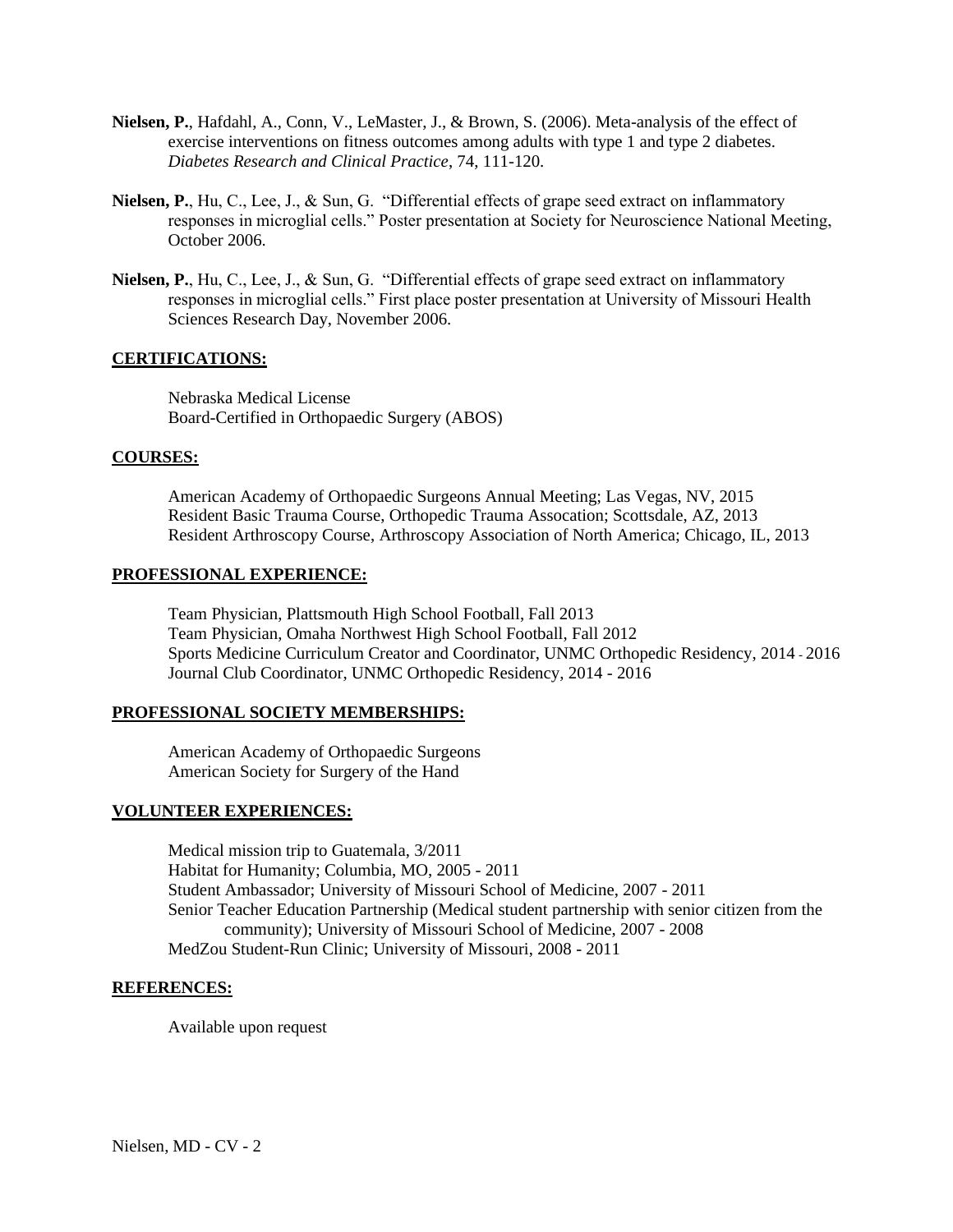**Nielsen, P.**, Hafdahl, A., Conn, V., LeMaster, J., & Brown, S. (2006). Meta-analysis of the effect of exercise interventions on fitness outcomes among adults with type 1 and type 2 diabetes. *Diabetes Research and Clinical Practice*, 74, 111-120.

**Nielsen, P.**, Hu, C., Lee, J., & Sun, G. "Differential effects of grape seed extract on inflammatory responses in microglial cells." Poster presentation at Society for Neuroscience National Meeting, October 2006.

**Nielsen, P.**, Hu, C., Lee, J., & Sun, G. "Differential effects of grape seed extract on inflammatory responses in microglial cells." First place poster presentation at University of Missouri Health Sciences Research Day, November 2006.

## CERTIFICATIONS:

Nebraska Medical License
Board-Certified in Orthopaedic Surgery (ABOS)

## COURSES:

American Academy of Orthopaedic Surgeons Annual Meeting; Las Vegas, NV, 2015
Resident Basic Trauma Course, Orthopedic Trauma Assocation; Scottsdale, AZ, 2013
Resident Arthroscopy Course, Arthroscopy Association of North America; Chicago, IL, 2013

## PROFESSIONAL EXPERIENCE:

Team Physician, Plattsmouth High School Football, Fall 2013
Team Physician, Omaha Northwest High School Football, Fall 2012
Sports Medicine Curriculum Creator and Coordinator, UNMC Orthopedic Residency, 2014 - 2016
Journal Club Coordinator, UNMC Orthopedic Residency, 2014 - 2016

## PROFESSIONAL SOCIETY MEMBERSHIPS:

American Academy of Orthopaedic Surgeons
American Society for Surgery of the Hand

## VOLUNTEER EXPERIENCES:

Medical mission trip to Guatemala, 3/2011
Habitat for Humanity; Columbia, MO, 2005 - 2011
Student Ambassador; University of Missouri School of Medicine, 2007 - 2011
Senior Teacher Education Partnership (Medical student partnership with senior citizen from the community); University of Missouri School of Medicine, 2007 - 2008
MedZou Student-Run Clinic; University of Missouri, 2008 - 2011

## REFERENCES:

Available upon request